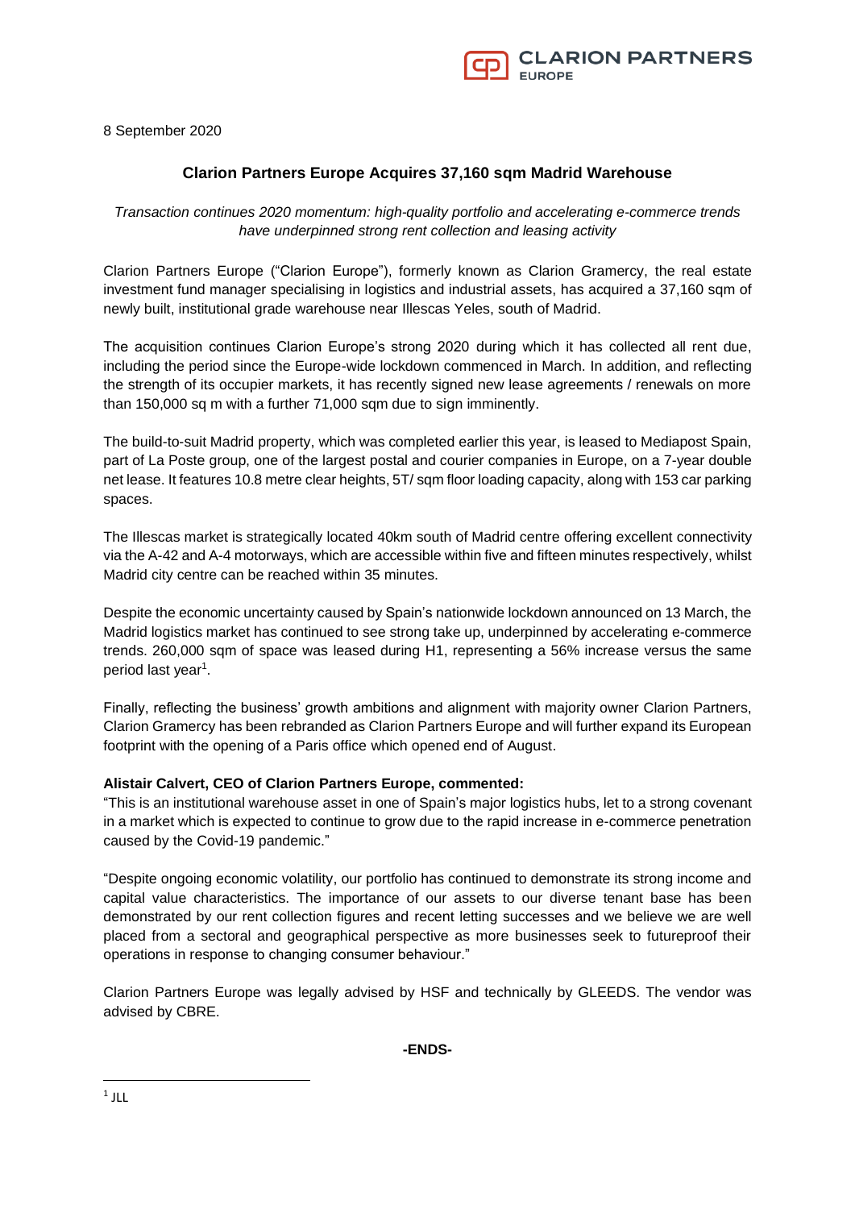8 September 2020

# Clarion Partners Europe Acquires 37,160 sqm Madrid Warehouse

*Transaction continues 2020 momentum: high-quality portfolio and accelerating e-commerce trends have underpinned strong rent collection and leasing activity*

Clarion Partners Europe ("Clarion Europe"), formerly known as Clarion Gramercy, the real estate investment fund manager specialising in logistics and industrial assets, has acquired a 37,160 sqm of newly built, institutional grade warehouse near Illescas Yeles, south of Madrid.

The acquisition continues Clarion Europe's strong 2020 during which it has collected all rent due, including the period since the Europe-wide lockdown commenced in March. In addition, and reflecting the strength of its occupier markets, it has recently signed new lease agreements / renewals on more than 150,000 sq m with a further 71,000 sqm due to sign imminently.

The build-to-suit Madrid property, which was completed earlier this year, is leased to Mediapost Spain, part of La Poste group, one of the largest postal and courier companies in Europe, on a 7-year double net lease. It features 10.8 metre clear heights, 5T/ sqm floor loading capacity, along with 153 car parking spaces.

The Illescas market is strategically located 40km south of Madrid centre offering excellent connectivity via the A-42 and A-4 motorways, which are accessible within five and fifteen minutes respectively, whilst Madrid city centre can be reached within 35 minutes.

Despite the economic uncertainty caused by Spain's nationwide lockdown announced on 13 March, the Madrid logistics market has continued to see strong take up, underpinned by accelerating e-commerce trends. 260,000 sqm of space was leased during H1, representing a 56% increase versus the same period last year[1].

Finally, reflecting the business' growth ambitions and alignment with majority owner Clarion Partners, Clarion Gramercy has been rebranded as Clarion Partners Europe and will further expand its European footprint with the opening of a Paris office which opened end of August.

**Alistair Calvert, CEO of Clarion Partners Europe, commented:**

"This is an institutional warehouse asset in one of Spain's major logistics hubs, let to a strong covenant in a market which is expected to continue to grow due to the rapid increase in e-commerce penetration caused by the Covid-19 pandemic."

"Despite ongoing economic volatility, our portfolio has continued to demonstrate its strong income and capital value characteristics. The importance of our assets to our diverse tenant base has been demonstrated by our rent collection figures and recent letting successes and we believe we are well placed from a sectoral and geographical perspective as more businesses seek to futureproof their operations in response to changing consumer behaviour."

Clarion Partners Europe was legally advised by HSF and technically by GLEEDS. The vendor was advised by CBRE.

**-ENDS-**

[1] JLL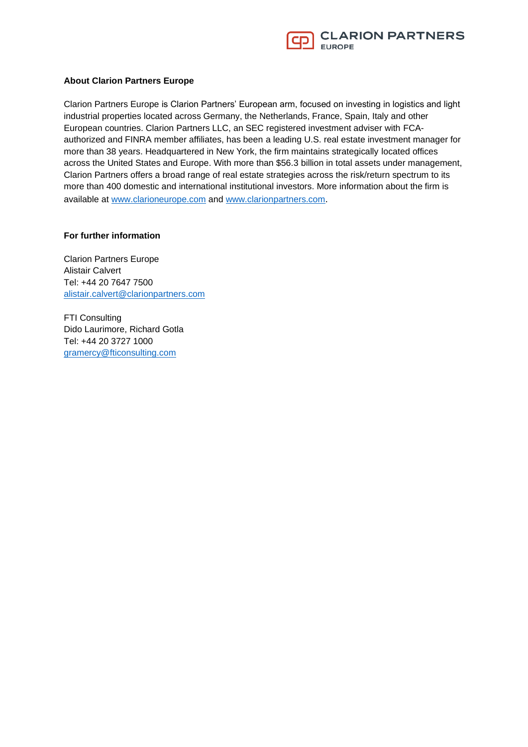**About Clarion Partners Europe**

Clarion Partners Europe is Clarion Partners' European arm, focused on investing in logistics and light industrial properties located across Germany, the Netherlands, France, Spain, Italy and other European countries. Clarion Partners LLC, an SEC registered investment adviser with FCA-authorized and FINRA member affiliates, has been a leading U.S. real estate investment manager for more than 38 years. Headquartered in New York, the firm maintains strategically located offices across the United States and Europe. With more than $56.3 billion in total assets under management, Clarion Partners offers a broad range of real estate strategies across the risk/return spectrum to its more than 400 domestic and international institutional investors. More information about the firm is available at www.clarioneurope.com and www.clarionpartners.com.

**For further information**

Clarion Partners Europe
Alistair Calvert
Tel: +44 20 7647 7500
alistair.calvert@clarionpartners.com

FTI Consulting
Dido Laurimore, Richard Gotla
Tel: +44 20 3727 1000
gramercy@fticonsulting.com